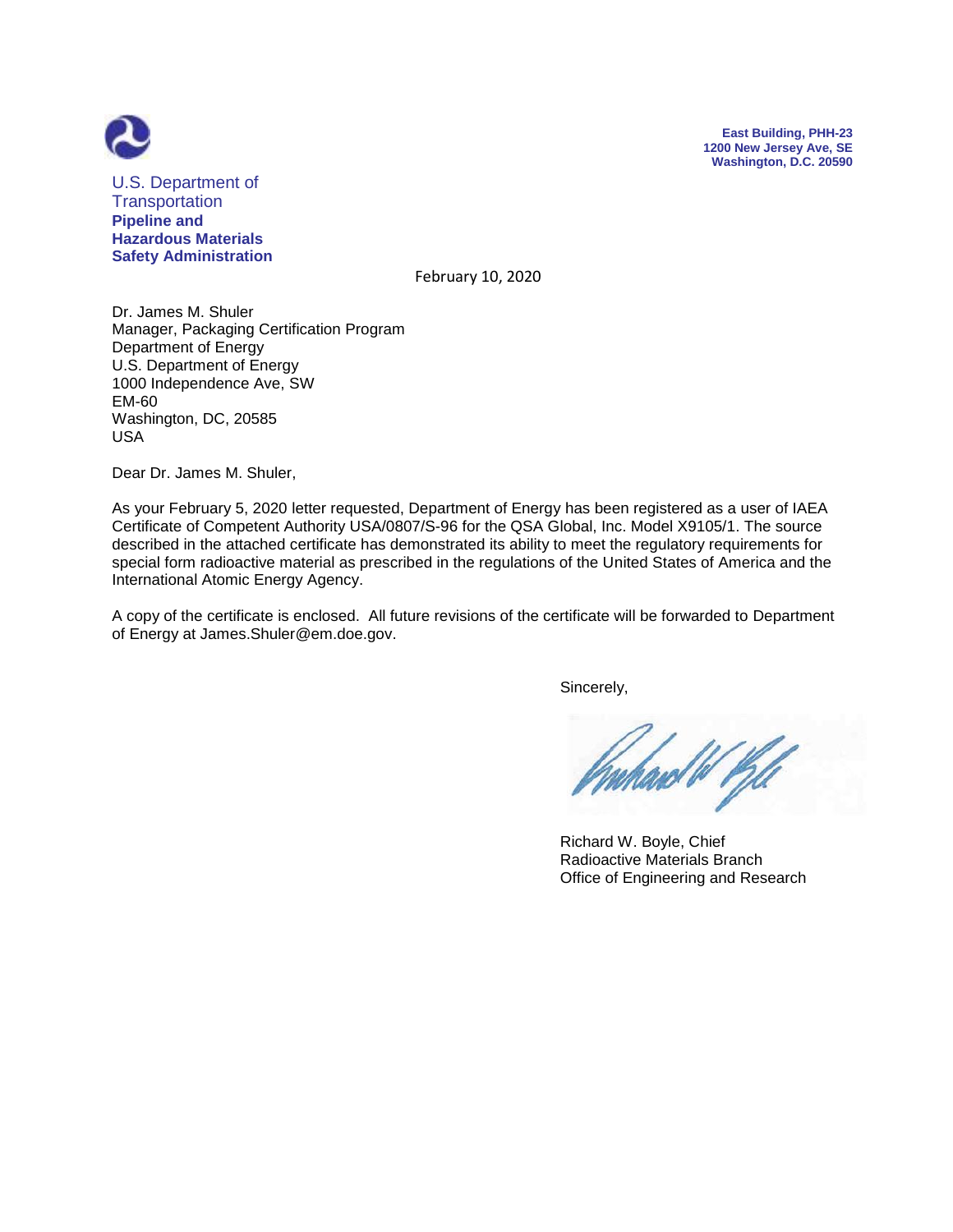U.S. Department of Transportation
**Pipeline and Hazardous Materials Safety Administration**

**East Building, PHH-23**
**1200 New Jersey Ave, SE**
**Washington, D.C. 20590**

February 10, 2020

Dr. James M. Shuler
Manager, Packaging Certification Program
Department of Energy
U.S. Department of Energy
1000 Independence Ave, SW
EM-60
Washington, DC, 20585
USA

Dear Dr. James M. Shuler,

As your February 5, 2020 letter requested, Department of Energy has been registered as a user of IAEA Certificate of Competent Authority USA/0807/S-96 for the QSA Global, Inc. Model X9105/1. The source described in the attached certificate has demonstrated its ability to meet the regulatory requirements for special form radioactive material as prescribed in the regulations of the United States of America and the International Atomic Energy Agency.

A copy of the certificate is enclosed. All future revisions of the certificate will be forwarded to Department of Energy at James.Shuler@em.doe.gov.

Sincerely,

Richard W. Boyle, Chief
Radioactive Materials Branch
Office of Engineering and Research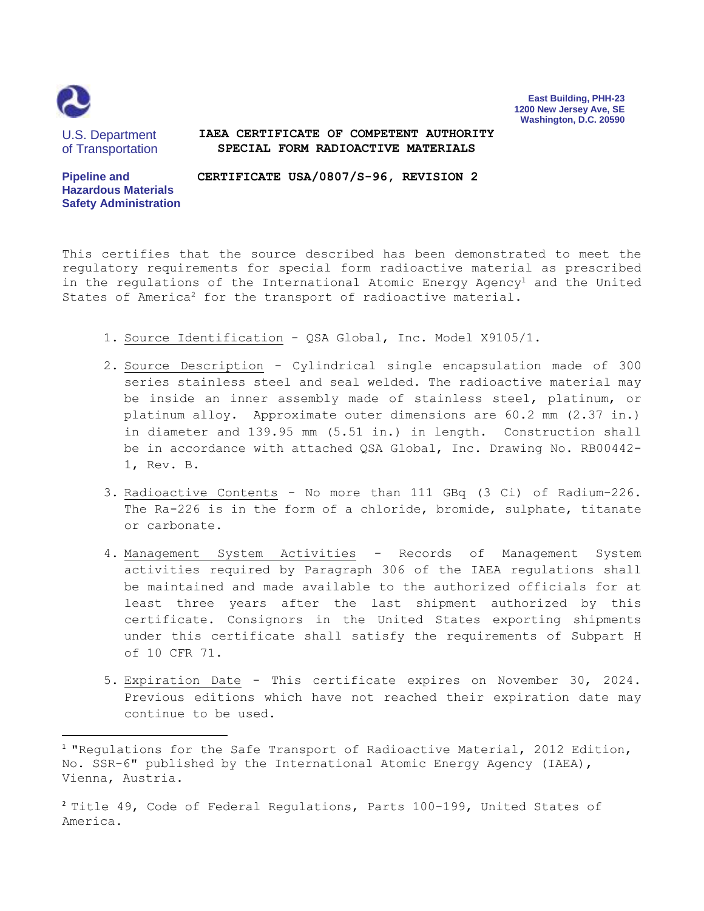U.S. Department of Transportation

**Pipeline and Hazardous Materials Safety Administration**

**East Building, PHH-23**
**1200 New Jersey Ave, SE**
**Washington, D.C. 20590**

**IAEA CERTIFICATE OF COMPETENT AUTHORITY**
**SPECIAL FORM RADIOACTIVE MATERIALS**

**CERTIFICATE USA/0807/S-96, REVISION 2**

This certifies that the source described has been demonstrated to meet the regulatory requirements for special form radioactive material as prescribed in the regulations of the International Atomic Energy Agency[1] and the United States of America[2] for the transport of radioactive material.

1. Source Identification - QSA Global, Inc. Model X9105/1.

2. Source Description - Cylindrical single encapsulation made of 300 series stainless steel and seal welded. The radioactive material may be inside an inner assembly made of stainless steel, platinum, or platinum alloy. Approximate outer dimensions are 60.2 mm (2.37 in.) in diameter and 139.95 mm (5.51 in.) in length. Construction shall be in accordance with attached QSA Global, Inc. Drawing No. RB00442-1, Rev. B.

3. Radioactive Contents - No more than 111 GBq (3 Ci) of Radium-226. The Ra-226 is in the form of a chloride, bromide, sulphate, titanate or carbonate.

4. Management System Activities - Records of Management System activities required by Paragraph 306 of the IAEA regulations shall be maintained and made available to the authorized officials for at least three years after the last shipment authorized by this certificate. Consignors in the United States exporting shipments under this certificate shall satisfy the requirements of Subpart H of 10 CFR 71.

5. Expiration Date - This certificate expires on November 30, 2024. Previous editions which have not reached their expiration date may continue to be used.

---

[1] "Regulations for the Safe Transport of Radioactive Material, 2012 Edition, No. SSR-6" published by the International Atomic Energy Agency (IAEA), Vienna, Austria.

[2] Title 49, Code of Federal Regulations, Parts 100-199, United States of America.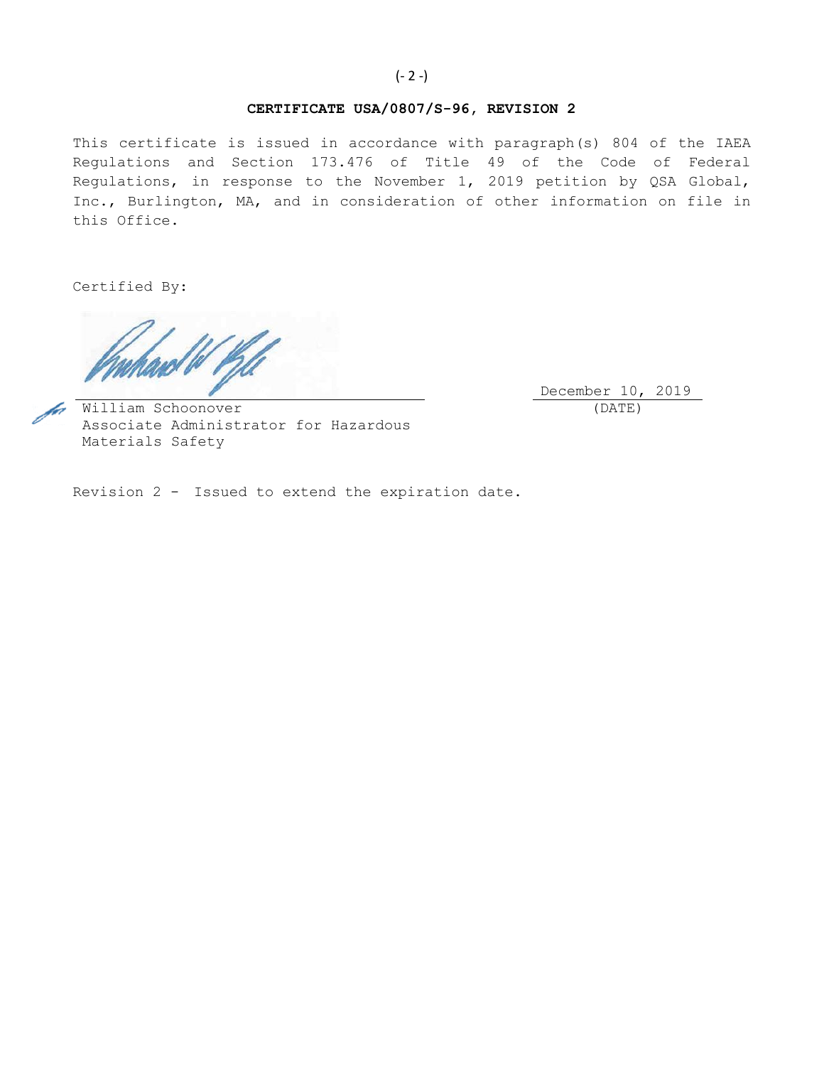**CERTIFICATE USA/0807/S-96, REVISION 2**

This certificate is issued in accordance with paragraph(s) 804 of the IAEA Regulations and Section 173.476 of Title 49 of the Code of Federal Regulations, in response to the November 1, 2019 petition by QSA Global, Inc., Burlington, MA, and in consideration of other information on file in this Office.

Certified By:

for William Schoonover
Associate Administrator for Hazardous Materials Safety

December 10, 2019
(DATE)

Revision 2 - Issued to extend the expiration date.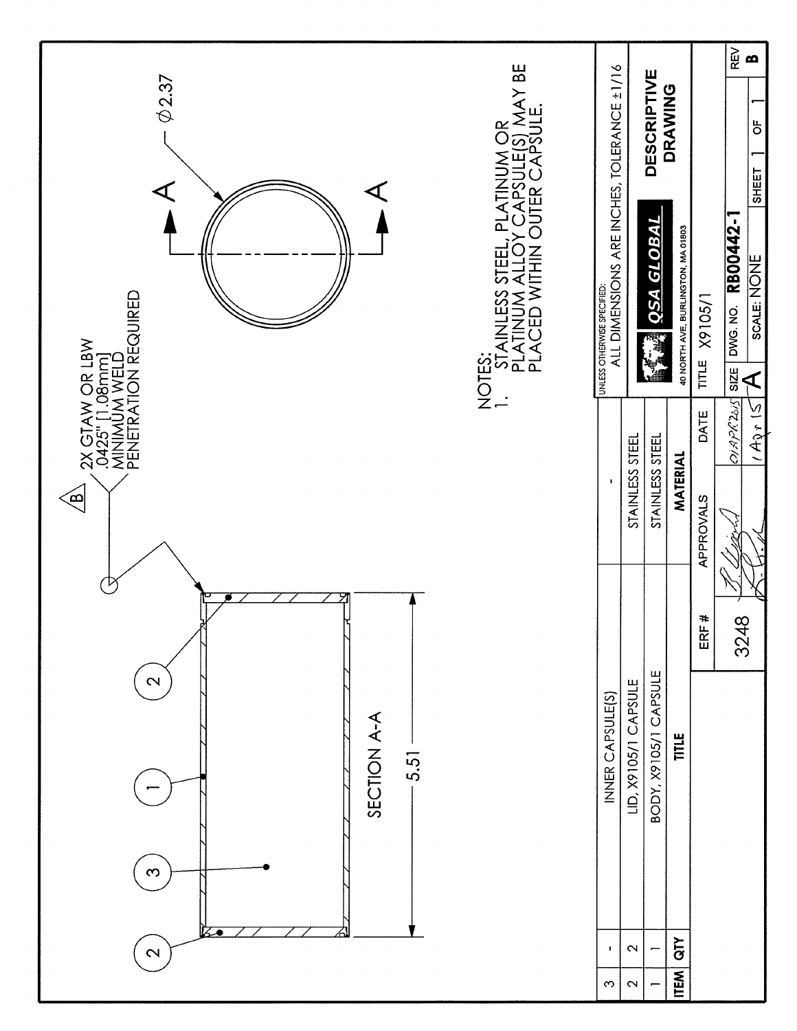2X GTAW OR LBW .0425" [1.08mm] MINIMUM WELD PENETRATION REQUIRED (B)

SECTION A-A

5.51

Ø2.37

NOTES:
1. STAINLESS STEEL, PLATINUM OR PLATINUM ALLOY CAPSULE(S) MAY BE PLACED WITHIN OUTER CAPSULE.

| ITEM | QTY | TITLE | MATERIAL |
|---|---|---|---|
| 3 | - | INNER CAPSULE(S) | - |
| 2 | 2 | LID, X9105/1 CAPSULE | STAINLESS STEEL |
| 1 | 1 | BODY, X9105/1 CAPSULE | STAINLESS STEEL |

| ERF # | APPROVALS | DATE |
|---|---|---|
| 3248 | | 01APR2015 |
| | | 1 Apr 15 |

UNLESS OTHERWISE SPECIFIED:
ALL DIMENSIONS ARE INCHES, TOLERANCE ±1/16

QSA GLOBAL
40 NORTH AVE, BURLINGTON, MA 01803

DESCRIPTIVE DRAWING

TITLE X9105/1

SIZE A | DWG. NO. RB00442-1 | REV B

SCALE: NONE | SHEET 1 OF 1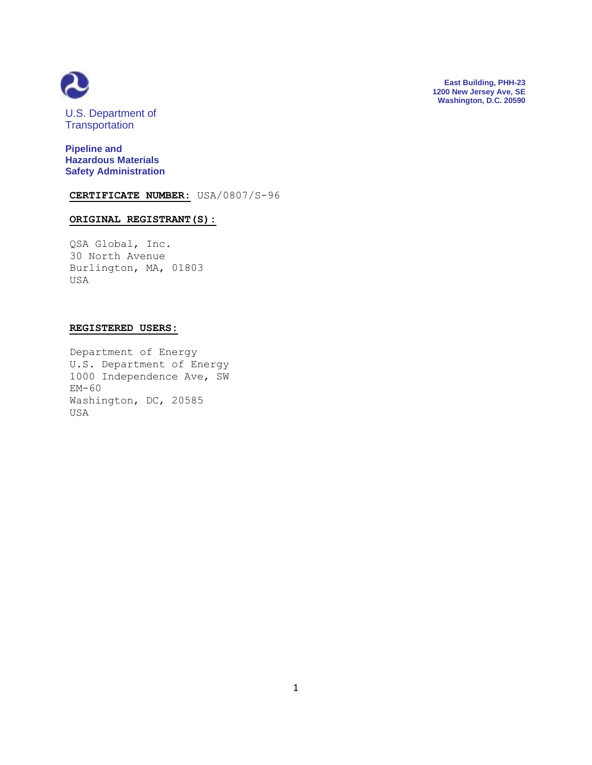U.S. Department of Transportation

**Pipeline and Hazardous Materials Safety Administration**

**East Building, PHH-23**
**1200 New Jersey Ave, SE**
**Washington, D.C. 20590**

**CERTIFICATE NUMBER:** USA/0807/S-96

**ORIGINAL REGISTRANT(S):**

QSA Global, Inc.
30 North Avenue
Burlington, MA, 01803
USA

**REGISTERED USERS:**

Department of Energy
U.S. Department of Energy
1000 Independence Ave, SW
EM-60
Washington, DC, 20585
USA